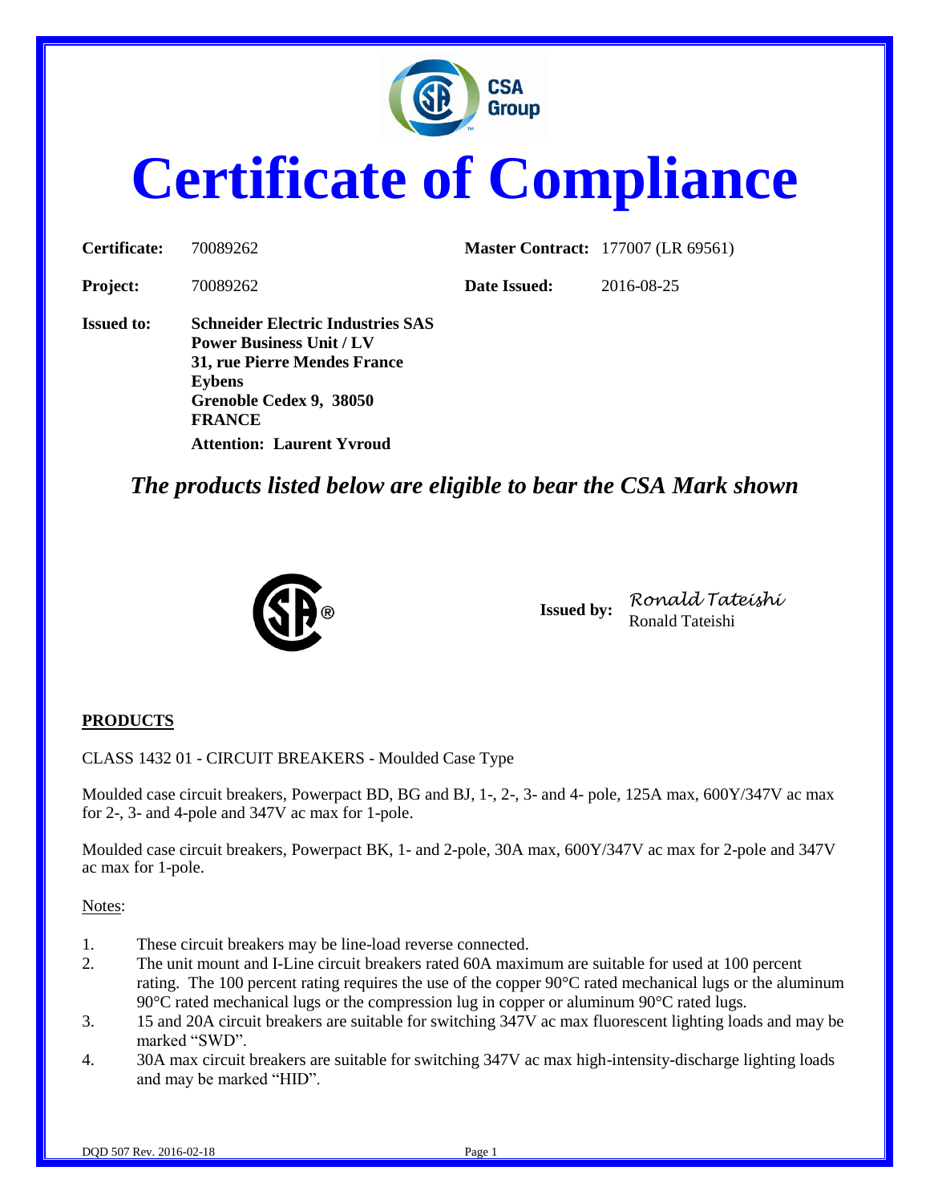# Certificate of Compliance

| | | | |
|---|---|---|---|
| **Certificate:** | 70089262 | **Master Contract:** | 177007 (LR 69561) |
| **Project:** | 70089262 | **Date Issued:** | 2016-08-25 |

**Issued to:** **Schneider Electric Industries SAS**
**Power Business Unit / LV**
**31, rue Pierre Mendes France**
**Eybens**
**Grenoble Cedex 9, 38050**
**FRANCE**
**Attention: Laurent Yvroud**

## *The products listed below are eligible to bear the CSA Mark shown*

**Issued by:** *Ronald Tateishi*
Ronald Tateishi

**PRODUCTS**

CLASS 1432 01 - CIRCUIT BREAKERS - Moulded Case Type

Moulded case circuit breakers, Powerpact BD, BG and BJ, 1-, 2-, 3- and 4- pole, 125A max, 600Y/347V ac max for 2-, 3- and 4-pole and 347V ac max for 1-pole.

Moulded case circuit breakers, Powerpact BK, 1- and 2-pole, 30A max, 600Y/347V ac max for 2-pole and 347V ac max for 1-pole.

Notes:

1. These circuit breakers may be line-load reverse connected.
2. The unit mount and I-Line circuit breakers rated 60A maximum are suitable for used at 100 percent rating. The 100 percent rating requires the use of the copper 90°C rated mechanical lugs or the aluminum 90°C rated mechanical lugs or the compression lug in copper or aluminum 90°C rated lugs.
3. 15 and 20A circuit breakers are suitable for switching 347V ac max fluorescent lighting loads and may be marked "SWD".
4. 30A max circuit breakers are suitable for switching 347V ac max high-intensity-discharge lighting loads and may be marked "HID".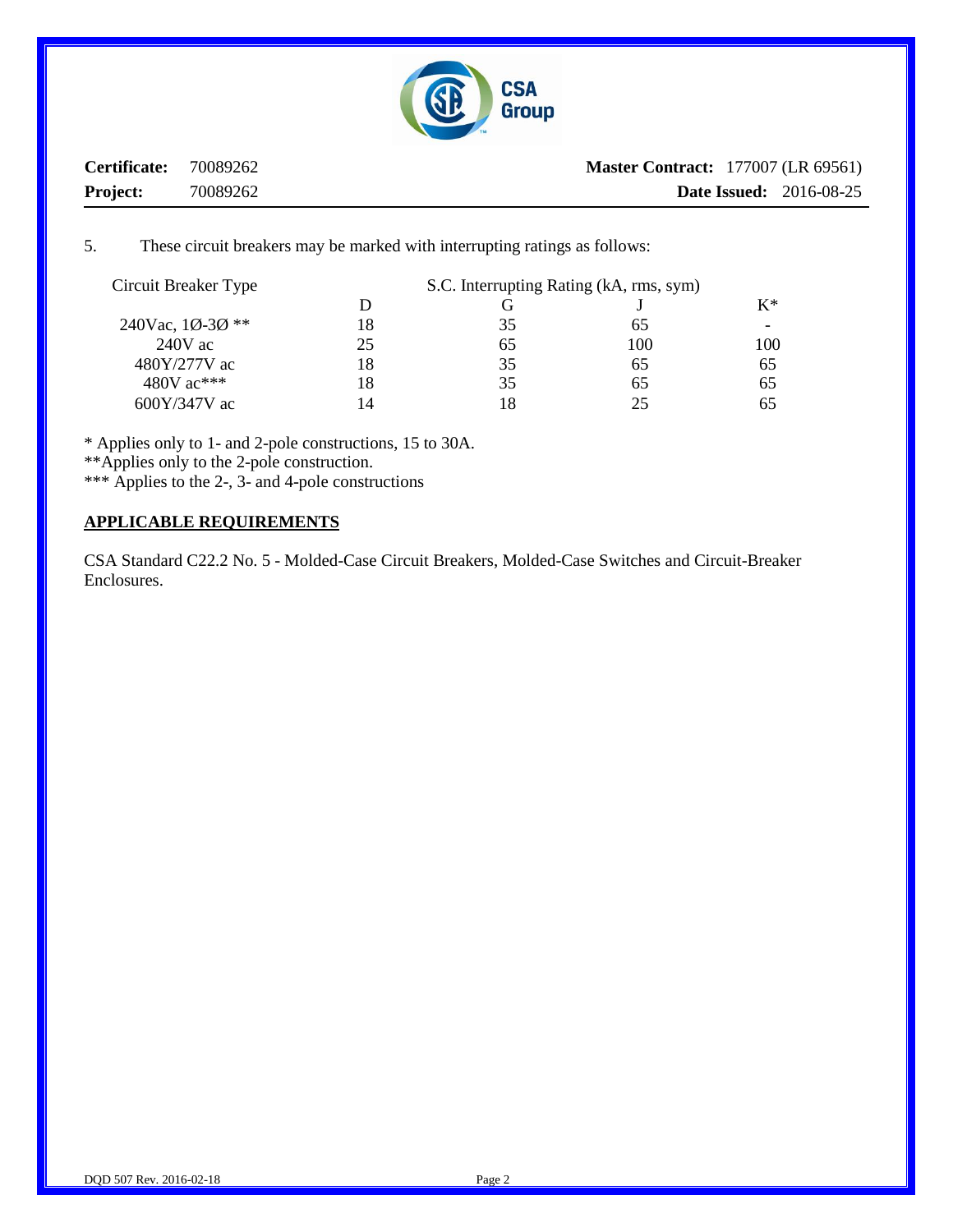**Certificate:** 70089262 **Master Contract:** 177007 (LR 69561)
**Project:** 70089262 **Date Issued:** 2016-08-25

5. These circuit breakers may be marked with interrupting ratings as follows:

| Circuit Breaker Type | S.C. Interrupting Rating (kA, rms, sym) | | | |
|---|---|---|---|---|
| | D | G | J | K* |
| 240Vac, 1Ø-3Ø ** | 18 | 35 | 65 | - |
| 240V ac | 25 | 65 | 100 | 100 |
| 480Y/277V ac | 18 | 35 | 65 | 65 |
| 480V ac*** | 18 | 35 | 65 | 65 |
| 600Y/347V ac | 14 | 18 | 25 | 65 |

\* Applies only to 1- and 2-pole constructions, 15 to 30A.
**Applies only to the 2-pole construction.
*** Applies to the 2-, 3- and 4-pole constructions

## APPLICABLE REQUIREMENTS

CSA Standard C22.2 No. 5 - Molded-Case Circuit Breakers, Molded-Case Switches and Circuit-Breaker Enclosures.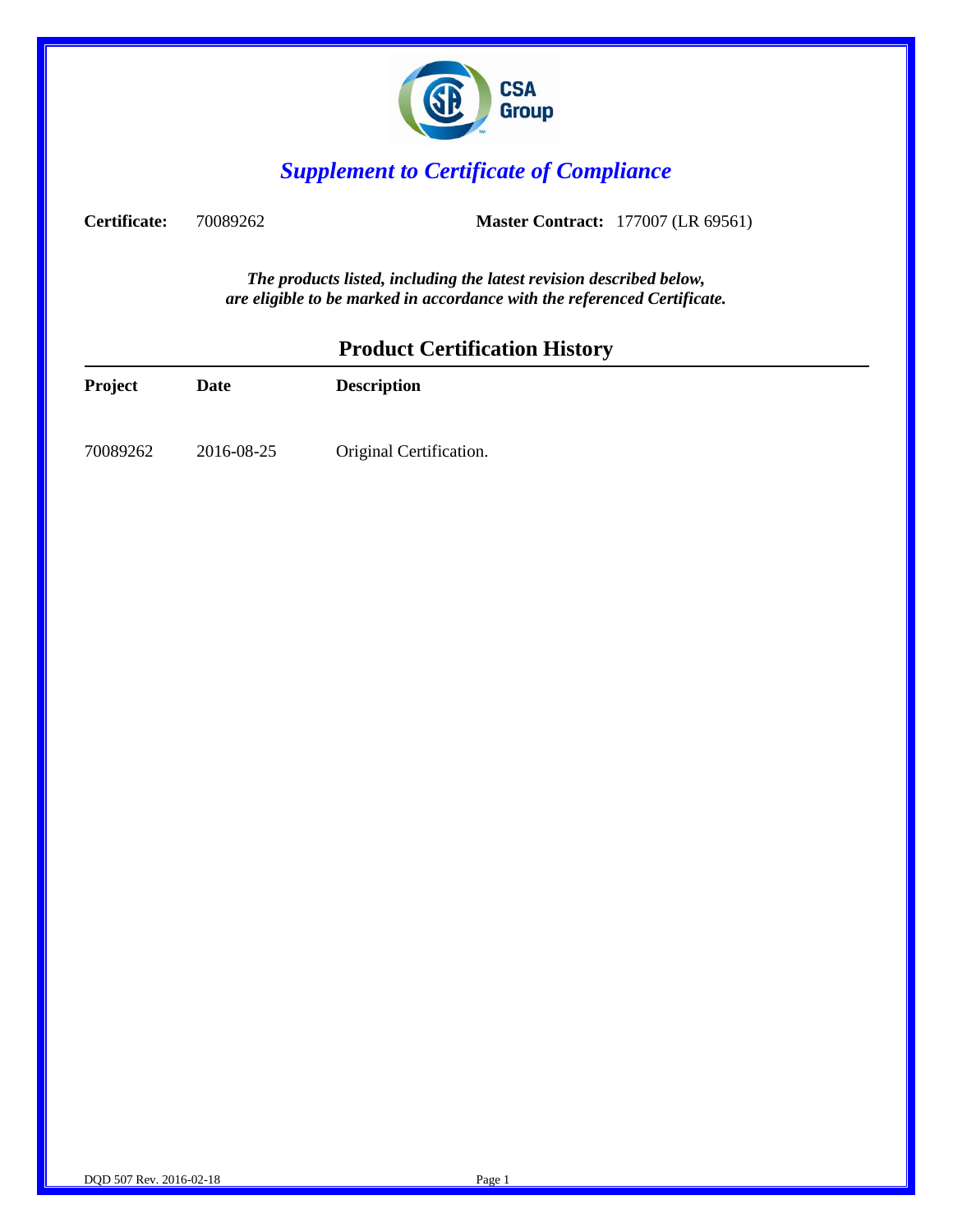# *Supplement to Certificate of Compliance*

**Certificate:** 70089262 **Master Contract:** 177007 (LR 69561)

***The products listed, including the latest revision described below, are eligible to be marked in accordance with the referenced Certificate.***

## Product Certification History

| Project | Date | Description |
|---|---|---|
| 70089262 | 2016-08-25 | Original Certification. |

DQD 507 Rev. 2016-02-18